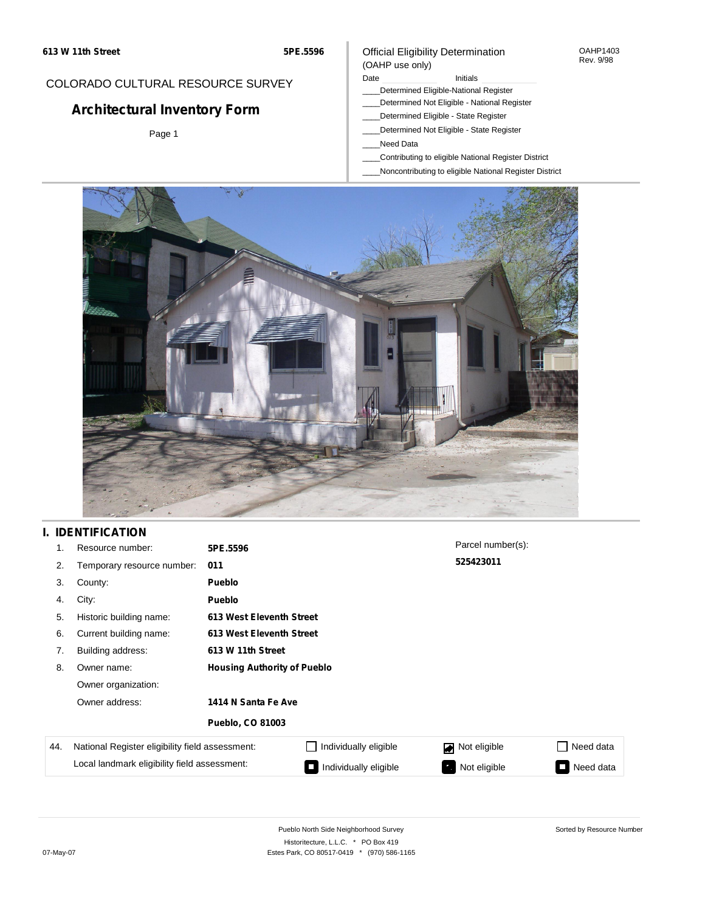613 W 11th Street | 5PE.5596

COLORADO CULTURAL RESOURCE SURVEY

# Architectural Inventory Form

Page 1

Official Eligibility Determination
(OAHP use only)

OAHP1403
Rev. 9/98

Date ____________ Initials ____________

____Determined Eligible-National Register
____Determined Not Eligible - National Register
____Determined Eligible - State Register
____Determined Not Eligible - State Register
____Need Data
____Contributing to eligible National Register District
____Noncontributing to eligible National Register District

## I. IDENTIFICATION

1. Resource number: **5PE.5596**
2. Temporary resource number: **011**
3. County: **Pueblo**
4. City: **Pueblo**
5. Historic building name: **613 West Eleventh Street**
6. Current building name: **613 West Eleventh Street**
7. Building address: **613 W 11th Street**
8. Owner name: **Housing Authority of Pueblo**
   Owner organization:
   Owner address: **1414 N Santa Fe Ave**
   **Pueblo, CO 81003**

Parcel number(s): **525423011**

| 44. | | | | |
|---|---|---|---|---|
| National Register eligibility field assessment: | ☐ Individually eligible | ☑ Not eligible | ☐ Need data |
| Local landmark eligibility field assessment: | ■ Individually eligible | ■ Not eligible | ■ Need data |

Pueblo North Side Neighborhood Survey
Historitecture, L.L.C. * PO Box 419
Estes Park, CO 80517-0419 * (970) 586-1165

07-May-07

Sorted by Resource Number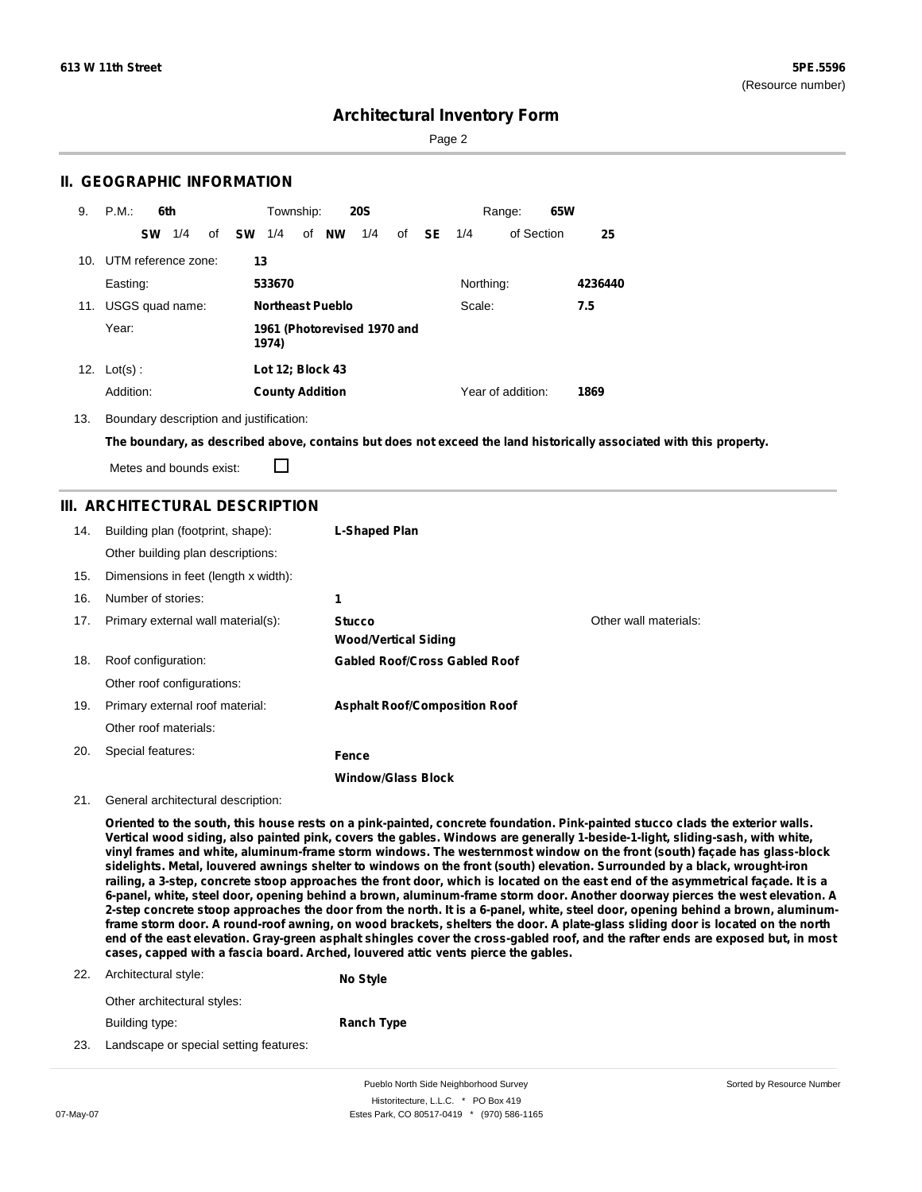**613 W 11th Street** | **5PE.5596** (Resource number)

# Architectural Inventory Form

## II. GEOGRAPHIC INFORMATION

9. P.M.: **6th** Township: **20S** Range: **65W**
   **SW** 1/4 of **SW** 1/4 of **NW** 1/4 of **SE** 1/4 of Section **25**

10. UTM reference zone: **13**
    Easting: **533670** Northing: **4236440**

11. USGS quad name: **Northeast Pueblo** Scale: **7.5**
    Year: **1961 (Photorevised 1970 and 1974)**

12. Lot(s) : **Lot 12; Block 43**
    Addition: **County Addition** Year of addition: **1869**

13. Boundary description and justification:
    **The boundary, as described above, contains but does not exceed the land historically associated with this property.**
    Metes and bounds exist: ☐

## III. ARCHITECTURAL DESCRIPTION

14. Building plan (footprint, shape): **L-Shaped Plan**
    Other building plan descriptions:
15. Dimensions in feet (length x width):
16. Number of stories: **1**
17. Primary external wall material(s): **Stucco**, **Wood/Vertical Siding** Other wall materials:
18. Roof configuration: **Gabled Roof/Cross Gabled Roof**
    Other roof configurations:
19. Primary external roof material: **Asphalt Roof/Composition Roof**
    Other roof materials:
20. Special features: **Fence**, **Window/Glass Block**
21. General architectural description:

**Oriented to the south, this house rests on a pink-painted, concrete foundation. Pink-painted stucco clads the exterior walls. Vertical wood siding, also painted pink, covers the gables. Windows are generally 1-beside-1-light, sliding-sash, with white, vinyl frames and white, aluminum-frame storm windows. The westernmost window on the front (south) façade has glass-block sidelights. Metal, louvered awnings shelter to windows on the front (south) elevation. Surrounded by a black, wrought-iron railing, a 3-step, concrete stoop approaches the front door, which is located on the east end of the asymmetrical façade. It is a 6-panel, white, steel door, opening behind a brown, aluminum-frame storm door. Another doorway pierces the west elevation. A 2-step concrete stoop approaches the door from the north. It is a 6-panel, white, steel door, opening behind a brown, aluminum-frame storm door. A round-roof awning, on wood brackets, shelters the door. A plate-glass sliding door is located on the north end of the east elevation. Gray-green asphalt shingles cover the cross-gabled roof, and the rafter ends are exposed but, in most cases, capped with a fascia board. Arched, louvered attic vents pierce the gables.**

22. Architectural style: **No Style**
    Other architectural styles:
    Building type: **Ranch Type**
23. Landscape or special setting features: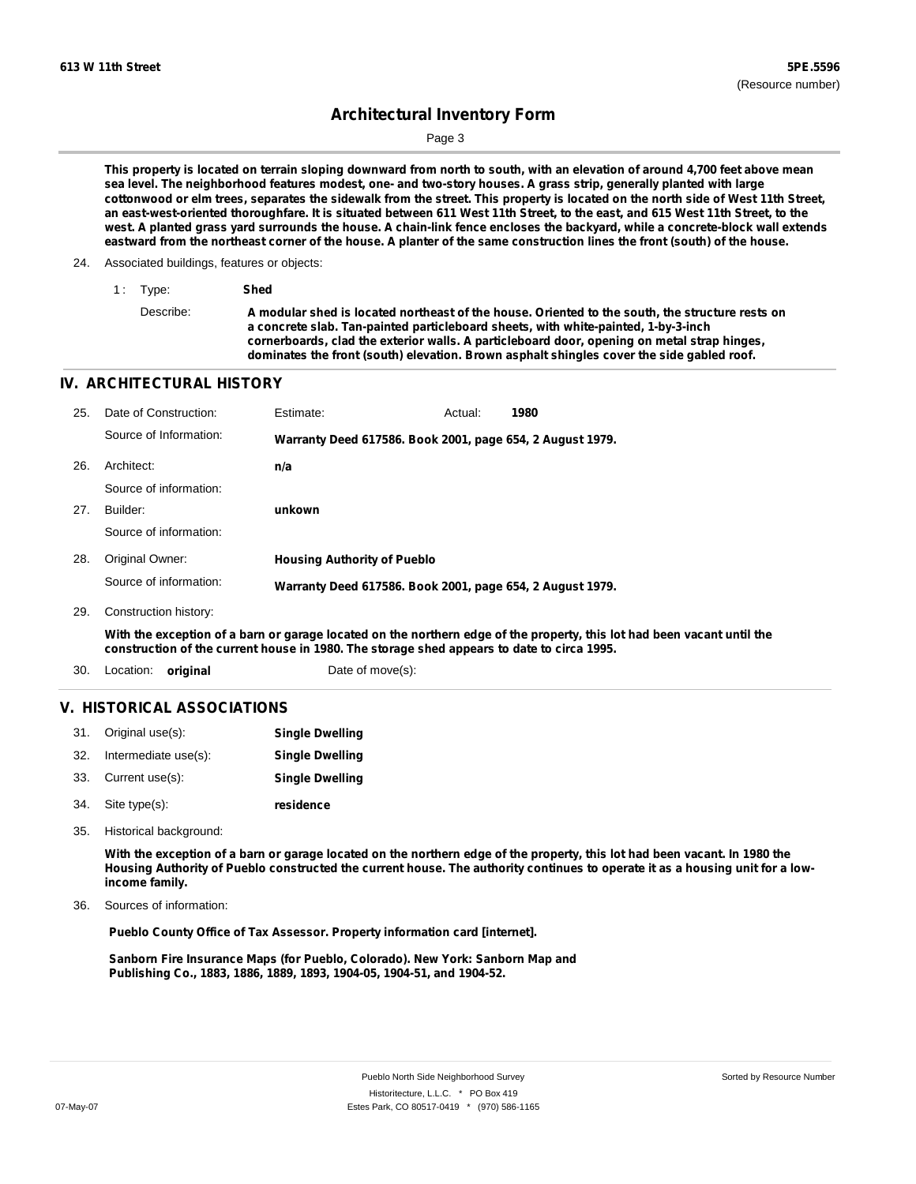**613 W 11th Street** **5PE.5596**
(Resource number)

# Architectural Inventory Form

**This property is located on terrain sloping downward from north to south, with an elevation of around 4,700 feet above mean sea level. The neighborhood features modest, one- and two-story houses. A grass strip, generally planted with large cottonwood or elm trees, separates the sidewalk from the street. This property is located on the north side of West 11th Street, an east-west-oriented thoroughfare. It is situated between 611 West 11th Street, to the east, and 615 West 11th Street, to the west. A planted grass yard surrounds the house. A chain-link fence encloses the backyard, while a concrete-block wall extends eastward from the northeast corner of the house. A planter of the same construction lines the front (south) of the house.**

24. Associated buildings, features or objects:

   1 : Type: **Shed**

   Describe: **A modular shed is located northeast of the house. Oriented to the south, the structure rests on a concrete slab. Tan-painted particleboard sheets, with white-painted, 1-by-3-inch cornerboards, clad the exterior walls. A particleboard door, opening on metal strap hinges, dominates the front (south) elevation. Brown asphalt shingles cover the side gabled roof.**

## IV. ARCHITECTURAL HISTORY

25. Date of Construction: Estimate: Actual: **1980**

    Source of Information: **Warranty Deed 617586. Book 2001, page 654, 2 August 1979.**

26. Architect: **n/a**

    Source of information:

27. Builder: **unkown**

    Source of information:

28. Original Owner: **Housing Authority of Pueblo**

    Source of information: **Warranty Deed 617586. Book 2001, page 654, 2 August 1979.**

29. Construction history:

    **With the exception of a barn or garage located on the northern edge of the property, this lot had been vacant until the construction of the current house in 1980. The storage shed appears to date to circa 1995.**

30. Location: **original** Date of move(s):

## V. HISTORICAL ASSOCIATIONS

31. Original use(s): **Single Dwelling**
32. Intermediate use(s): **Single Dwelling**
33. Current use(s): **Single Dwelling**
34. Site type(s): **residence**
35. Historical background:

    **With the exception of a barn or garage located on the northern edge of the property, this lot had been vacant. In 1980 the Housing Authority of Pueblo constructed the current house. The authority continues to operate it as a housing unit for a low-income family.**

36. Sources of information:

    **Pueblo County Office of Tax Assessor. Property information card [internet].**

    **Sanborn Fire Insurance Maps (for Pueblo, Colorado). New York: Sanborn Map and Publishing Co., 1883, 1886, 1889, 1893, 1904-05, 1904-51, and 1904-52.**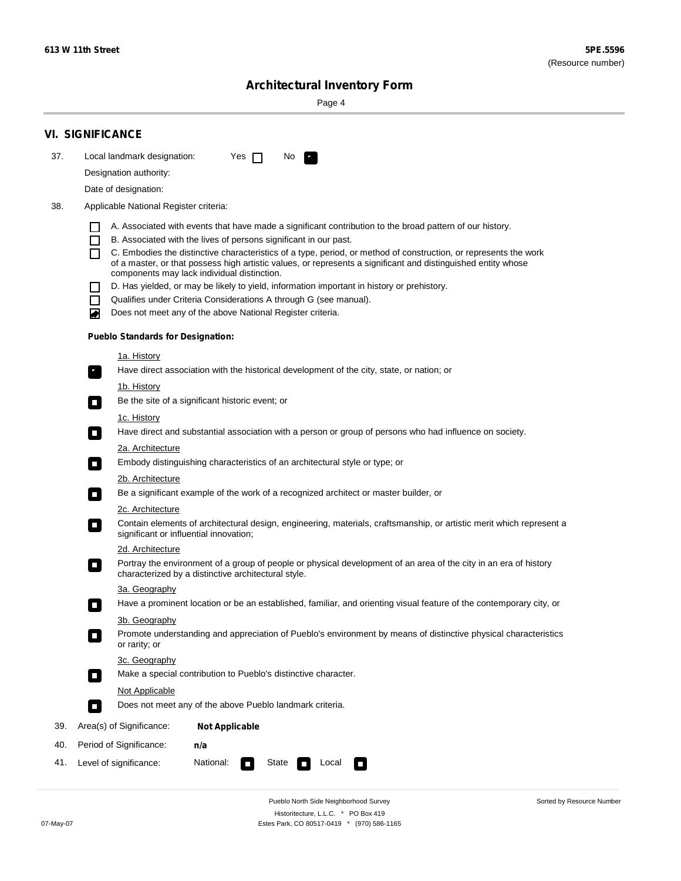## VI. SIGNIFICANCE

37. Local landmark designation: Yes ☐ No ☑

Designation authority:

Date of designation:

38. Applicable National Register criteria:

☐ A. Associated with events that have made a significant contribution to the broad pattern of our history.

☐ B. Associated with the lives of persons significant in our past.

☐ C. Embodies the distinctive characteristics of a type, period, or method of construction, or represents the work of a master, or that possess high artistic values, or represents a significant and distinguished entity whose components may lack individual distinction.

☐ D. Has yielded, or may be likely to yield, information important in history or prehistory.

☐ Qualifies under Criteria Considerations A through G (see manual).

☑ Does not meet any of the above National Register criteria.

**Pueblo Standards for Designation:**

1a. History

☑ Have direct association with the historical development of the city, state, or nation; or

1b. History

☐ Be the site of a significant historic event; or

1c. History

☐ Have direct and substantial association with a person or group of persons who had influence on society.

2a. Architecture

☐ Embody distinguishing characteristics of an architectural style or type; or

2b. Architecture

☐ Be a significant example of the work of a recognized architect or master builder, or

2c. Architecture

☐ Contain elements of architectural design, engineering, materials, craftsmanship, or artistic merit which represent a significant or influential innovation;

2d. Architecture

☐ Portray the environment of a group of people or physical development of an area of the city in an era of history characterized by a distinctive architectural style.

3a. Geography

☐ Have a prominent location or be an established, familiar, and orienting visual feature of the contemporary city, or

3b. Geography

☐ Promote understanding and appreciation of Pueblo's environment by means of distinctive physical characteristics or rarity; or

3c. Geography

☐ Make a special contribution to Pueblo's distinctive character.

Not Applicable

☐ Does not meet any of the above Pueblo landmark criteria.

39. Area(s) of Significance: **Not Applicable**

40. Period of Significance: **n/a**

41. Level of significance: National: ☐ State ☐ Local ☐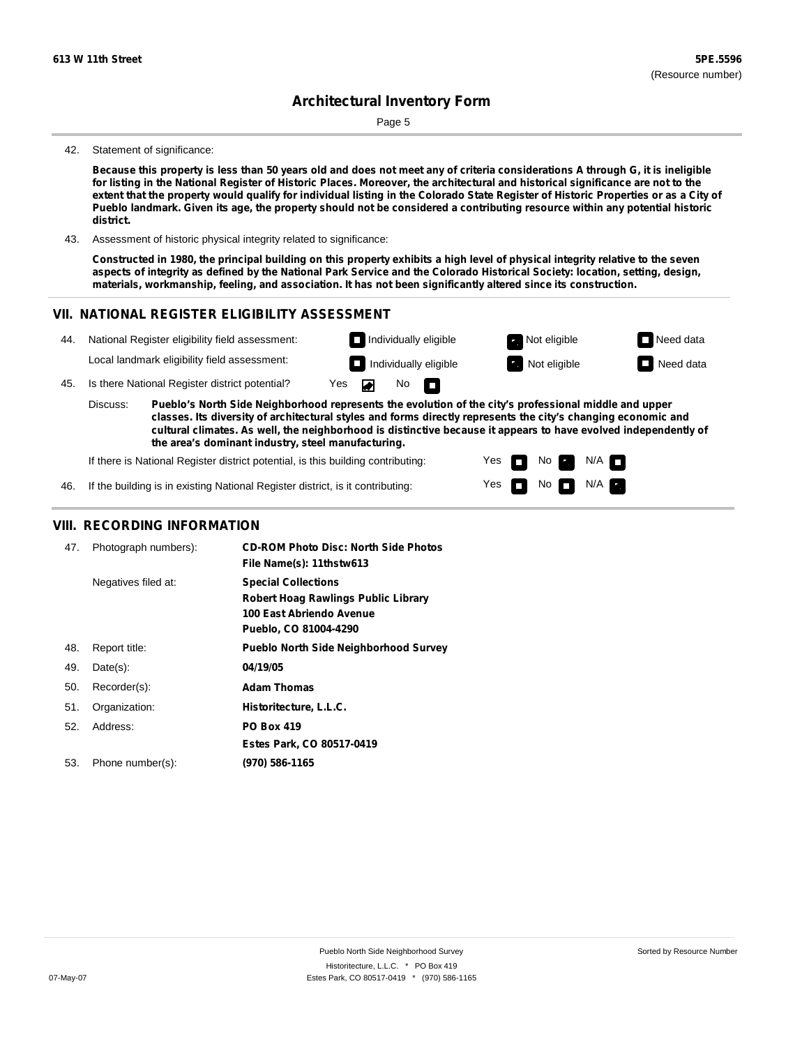42. Statement of significance:

**Because this property is less than 50 years old and does not meet any of criteria considerations A through G, it is ineligible for listing in the National Register of Historic Places. Moreover, the architectural and historical significance are not to the extent that the property would qualify for individual listing in the Colorado State Register of Historic Properties or as a City of Pueblo landmark. Given its age, the property should not be considered a contributing resource within any potential historic district.**

43. Assessment of historic physical integrity related to significance:

**Constructed in 1980, the principal building on this property exhibits a high level of physical integrity relative to the seven aspects of integrity as defined by the National Park Service and the Colorado Historical Society: location, setting, design, materials, workmanship, feeling, and association. It has not been significantly altered since its construction.**

## VII. NATIONAL REGISTER ELIGIBILITY ASSESSMENT

44. National Register eligibility field assessment: ☐ Individually eligible ☒ Not eligible ☐ Need data

Local landmark eligibility field assessment: ☐ Individually eligible ☒ Not eligible ☐ Need data

45. Is there National Register district potential? Yes ☒ No ☐

Discuss: **Pueblo's North Side Neighborhood represents the evolution of the city's professional middle and upper classes. Its diversity of architectural styles and forms directly represents the city's changing economic and cultural climates. As well, the neighborhood is distinctive because it appears to have evolved independently of the area's dominant industry, steel manufacturing.**

If there is National Register district potential, is this building contributing: Yes ☐ No ☒ N/A ☐

46. If the building is in existing National Register district, is it contributing: Yes ☐ No ☐ N/A ☒

## VIII. RECORDING INFORMATION

47. Photograph numbers): **CD-ROM Photo Disc: North Side Photos**
**File Name(s): 11thstw613**

Negatives filed at: **Special Collections**
**Robert Hoag Rawlings Public Library**
**100 East Abriendo Avenue**
**Pueblo, CO 81004-4290**

48. Report title: **Pueblo North Side Neighborhood Survey**

49. Date(s): **04/19/05**

50. Recorder(s): **Adam Thomas**

51. Organization: **Historitecture, L.L.C.**

52. Address: **PO Box 419**
**Estes Park, CO 80517-0419**

53. Phone number(s): **(970) 586-1165**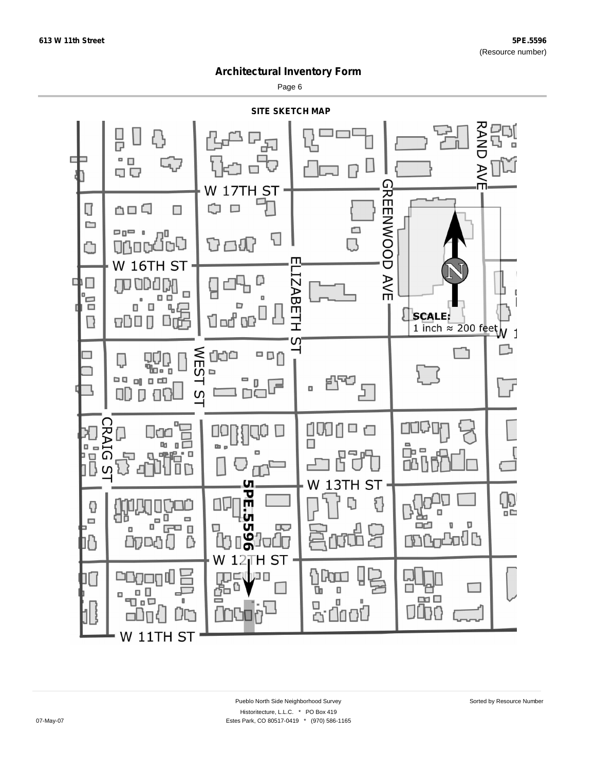(Resource number)

# Architectural Inventory Form

## SITE SKETCH MAP

W 17TH ST

RAND AVE

GREENWOOD AVE

W 16TH ST

ELIZABETH ST

SCALE:
1 inch ≈ 200 feet

WEST ST

CRAIG ST

W 13TH ST

5PE.5596

W 12TH ST

W 11TH ST

Pueblo North Side Neighborhood Survey

Sorted by Resource Number

Historitecture, L.L.C. * PO Box 419

07-May-07

Estes Park, CO 80517-0419 * (970) 586-1165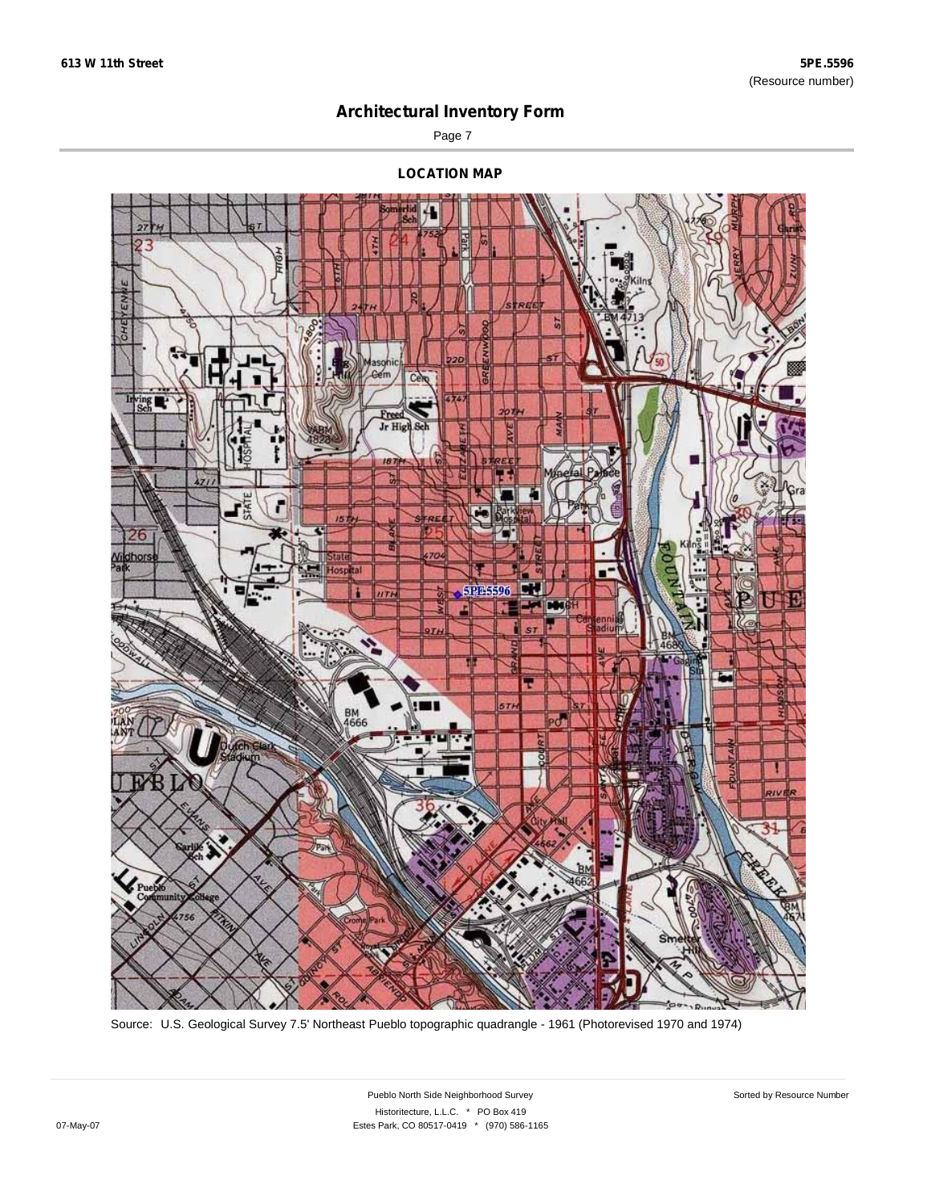## Architectural Inventory Form

### LOCATION MAP

Source: U.S. Geological Survey 7.5' Northeast Pueblo topographic quadrangle - 1961 (Photorevised 1970 and 1974)